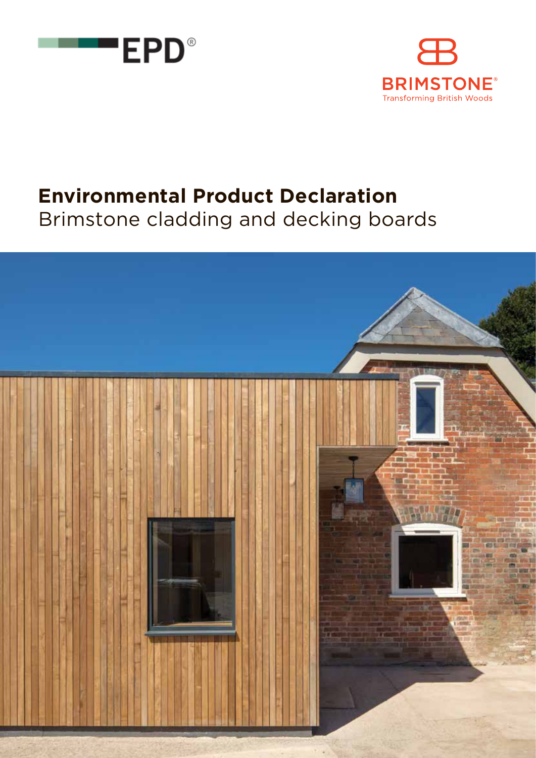EPD®

BRIMSTONE®

Transforming British Woods

# Environmental Product Declaration

Brimstone cladding and decking boards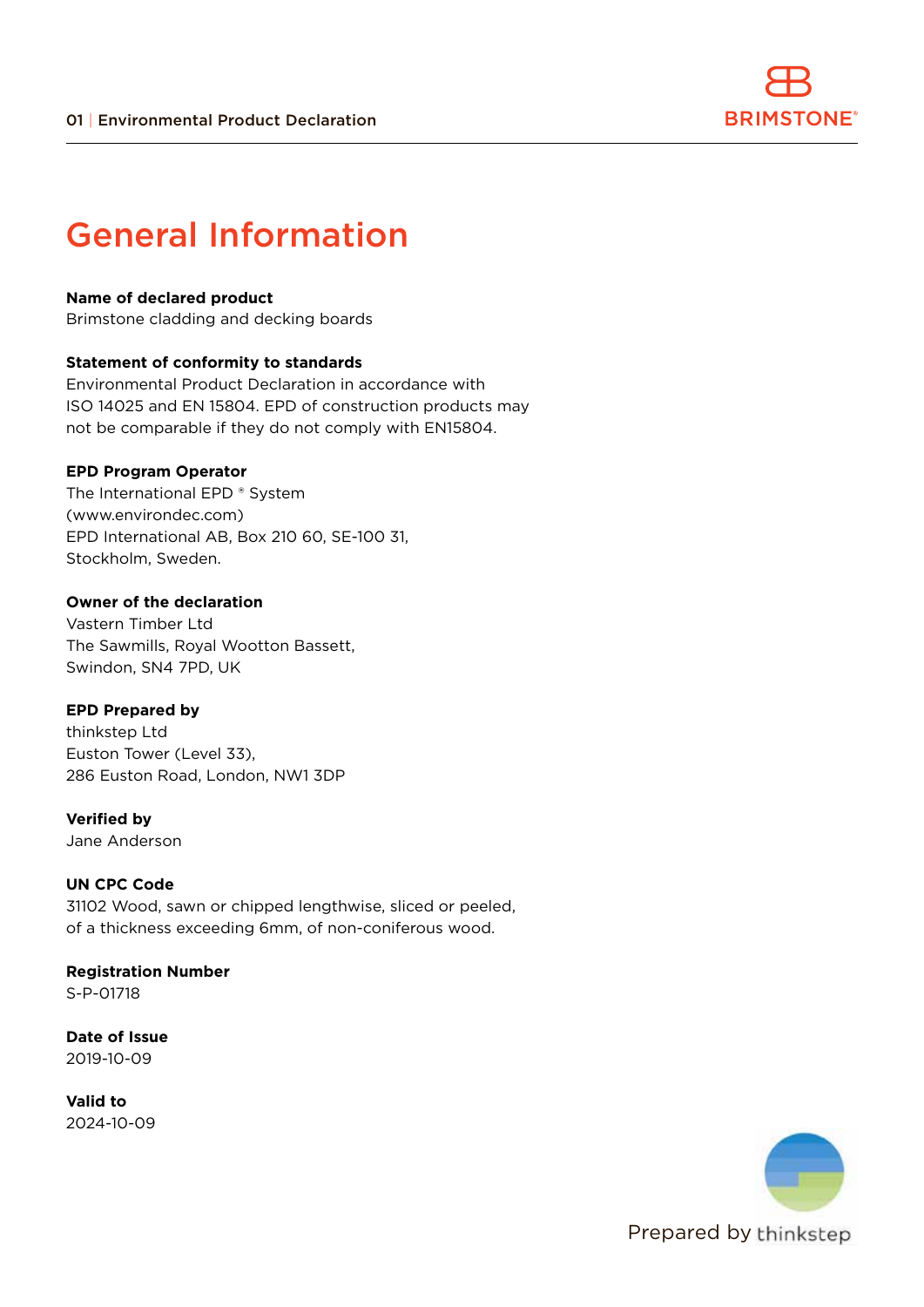# General Information

**Name of declared product**
Brimstone cladding and decking boards

**Statement of conformity to standards**
Environmental Product Declaration in accordance with ISO 14025 and EN 15804. EPD of construction products may not be comparable if they do not comply with EN15804.

**EPD Program Operator**
The International EPD ® System
(www.environdec.com)
EPD International AB, Box 210 60, SE-100 31, Stockholm, Sweden.

**Owner of the declaration**
Vastern Timber Ltd
The Sawmills, Royal Wootton Bassett,
Swindon, SN4 7PD, UK

**EPD Prepared by**
thinkstep Ltd
Euston Tower (Level 33),
286 Euston Road, London, NW1 3DP

**Verified by**
Jane Anderson

**UN CPC Code**
31102 Wood, sawn or chipped lengthwise, sliced or peeled, of a thickness exceeding 6mm, of non-coniferous wood.

**Registration Number**
S-P-01718

**Date of Issue**
2019-10-09

**Valid to**
2024-10-09

Prepared by thinkstep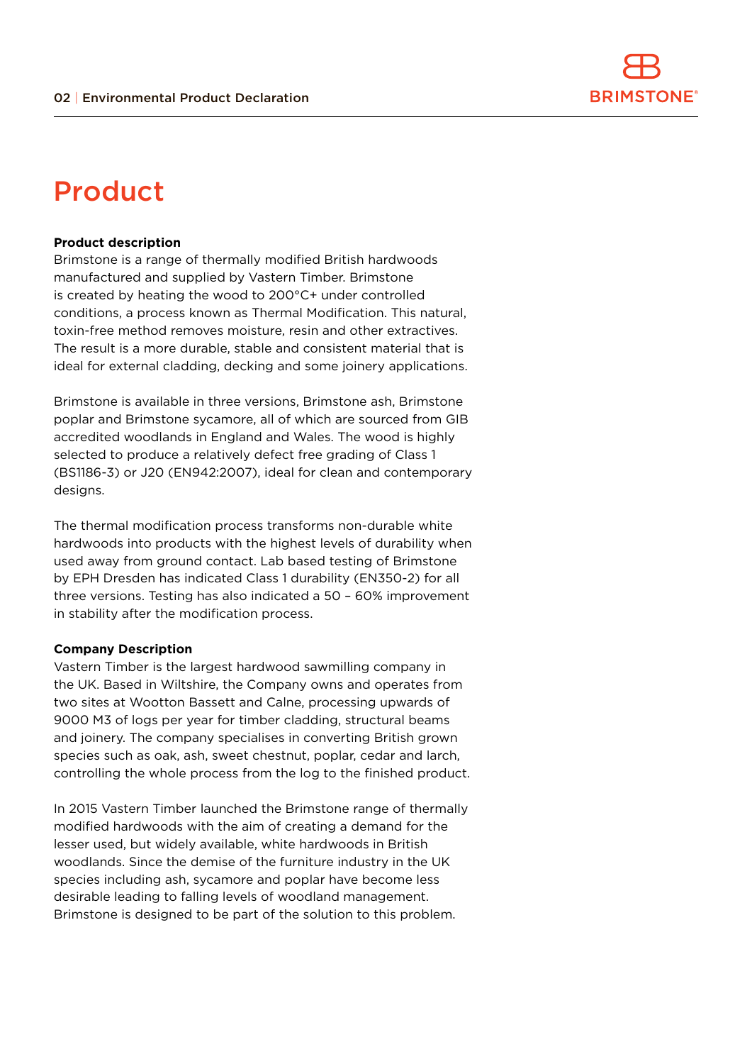# Product

**Product description**
Brimstone is a range of thermally modified British hardwoods manufactured and supplied by Vastern Timber. Brimstone is created by heating the wood to 200°C+ under controlled conditions, a process known as Thermal Modification. This natural, toxin-free method removes moisture, resin and other extractives. The result is a more durable, stable and consistent material that is ideal for external cladding, decking and some joinery applications.

Brimstone is available in three versions, Brimstone ash, Brimstone poplar and Brimstone sycamore, all of which are sourced from GIB accredited woodlands in England and Wales. The wood is highly selected to produce a relatively defect free grading of Class 1 (BS1186-3) or J20 (EN942:2007), ideal for clean and contemporary designs.

The thermal modification process transforms non-durable white hardwoods into products with the highest levels of durability when used away from ground contact. Lab based testing of Brimstone by EPH Dresden has indicated Class 1 durability (EN350-2) for all three versions. Testing has also indicated a 50 – 60% improvement in stability after the modification process.

**Company Description**
Vastern Timber is the largest hardwood sawmilling company in the UK. Based in Wiltshire, the Company owns and operates from two sites at Wootton Bassett and Calne, processing upwards of 9000 M3 of logs per year for timber cladding, structural beams and joinery. The company specialises in converting British grown species such as oak, ash, sweet chestnut, poplar, cedar and larch, controlling the whole process from the log to the finished product.

In 2015 Vastern Timber launched the Brimstone range of thermally modified hardwoods with the aim of creating a demand for the lesser used, but widely available, white hardwoods in British woodlands. Since the demise of the furniture industry in the UK species including ash, sycamore and poplar have become less desirable leading to falling levels of woodland management. Brimstone is designed to be part of the solution to this problem.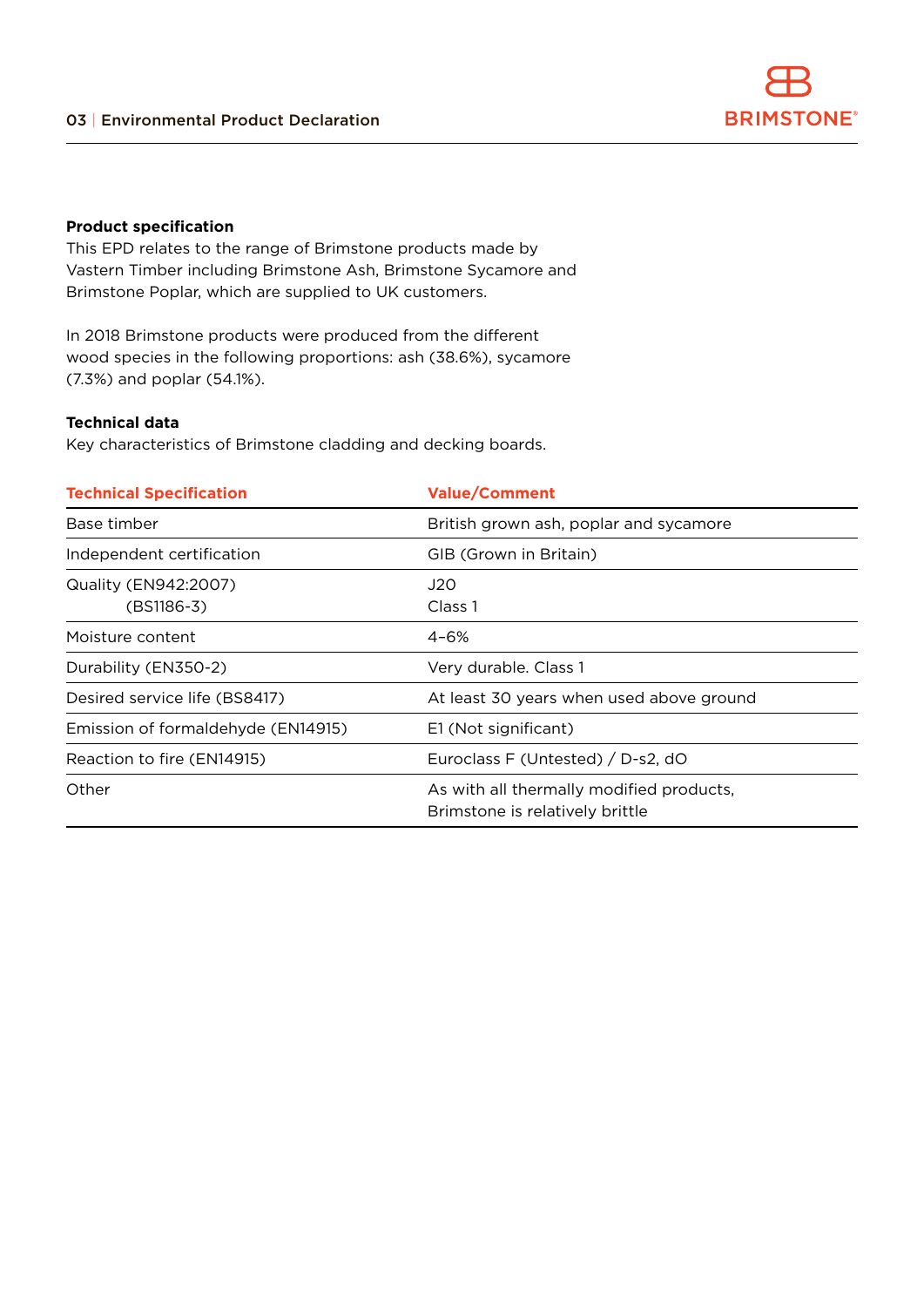## Product specification

This EPD relates to the range of Brimstone products made by Vastern Timber including Brimstone Ash, Brimstone Sycamore and Brimstone Poplar, which are supplied to UK customers.

In 2018 Brimstone products were produced from the different wood species in the following proportions: ash (38.6%), sycamore (7.3%) and poplar (54.1%).

## Technical data

Key characteristics of Brimstone cladding and decking boards.

| Technical Specification | Value/Comment |
|---|---|
| Base timber | British grown ash, poplar and sycamore |
| Independent certification | GIB (Grown in Britain) |
| Quality (EN942:2007)<br>(BS1186-3) | J20<br>Class 1 |
| Moisture content | 4–6% |
| Durability (EN350-2) | Very durable. Class 1 |
| Desired service life (BS8417) | At least 30 years when used above ground |
| Emission of formaldehyde (EN14915) | E1 (Not significant) |
| Reaction to fire (EN14915) | Euroclass F (Untested) / D-s2, dO |
| Other | As with all thermally modified products, Brimstone is relatively brittle |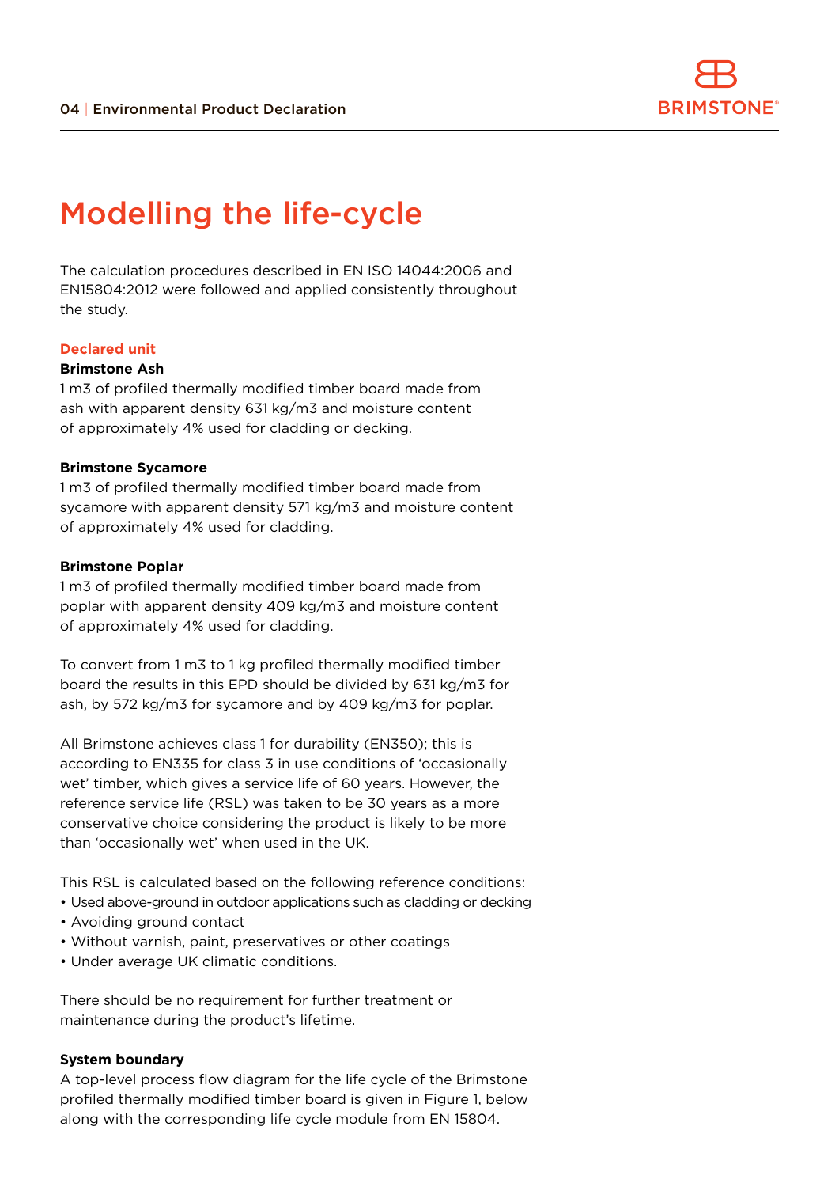# Modelling the life-cycle

The calculation procedures described in EN ISO 14044:2006 and EN15804:2012 were followed and applied consistently throughout the study.

## Declared unit

**Brimstone Ash**

1 m3 of profiled thermally modified timber board made from ash with apparent density 631 kg/m3 and moisture content of approximately 4% used for cladding or decking.

**Brimstone Sycamore**

1 m3 of profiled thermally modified timber board made from sycamore with apparent density 571 kg/m3 and moisture content of approximately 4% used for cladding.

**Brimstone Poplar**

1 m3 of profiled thermally modified timber board made from poplar with apparent density 409 kg/m3 and moisture content of approximately 4% used for cladding.

To convert from 1 m3 to 1 kg profiled thermally modified timber board the results in this EPD should be divided by 631 kg/m3 for ash, by 572 kg/m3 for sycamore and by 409 kg/m3 for poplar.

All Brimstone achieves class 1 for durability (EN350); this is according to EN335 for class 3 in use conditions of 'occasionally wet' timber, which gives a service life of 60 years. However, the reference service life (RSL) was taken to be 30 years as a more conservative choice considering the product is likely to be more than 'occasionally wet' when used in the UK.

This RSL is calculated based on the following reference conditions:

- Used above-ground in outdoor applications such as cladding or decking
- Avoiding ground contact
- Without varnish, paint, preservatives or other coatings
- Under average UK climatic conditions.

There should be no requirement for further treatment or maintenance during the product's lifetime.

**System boundary**

A top-level process flow diagram for the life cycle of the Brimstone profiled thermally modified timber board is given in Figure 1, below along with the corresponding life cycle module from EN 15804.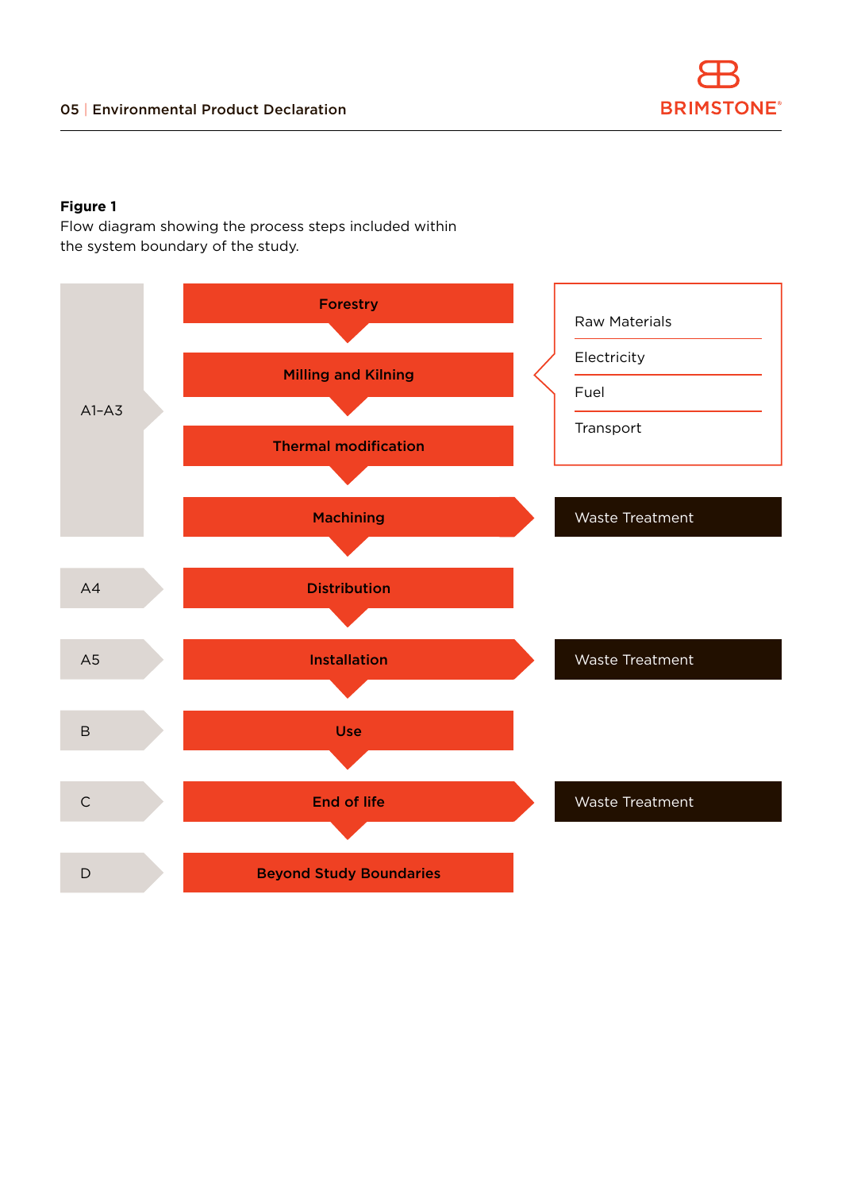**Figure 1**
Flow diagram showing the process steps included within the system boundary of the study.

| Stage | Process | Inputs / Outputs |
| --- | --- | --- |
| A1–A3 | Forestry | Raw Materials, Electricity, Fuel, Transport |
| A1–A3 | Milling and Kilning | Raw Materials, Electricity, Fuel, Transport |
| A1–A3 | Thermal modification | Raw Materials, Electricity, Fuel, Transport |
| A1–A3 | Machining | Waste Treatment |
| A4 | Distribution | |
| A5 | Installation | Waste Treatment |
| B | Use | |
| C | End of life | Waste Treatment |
| D | Beyond Study Boundaries | |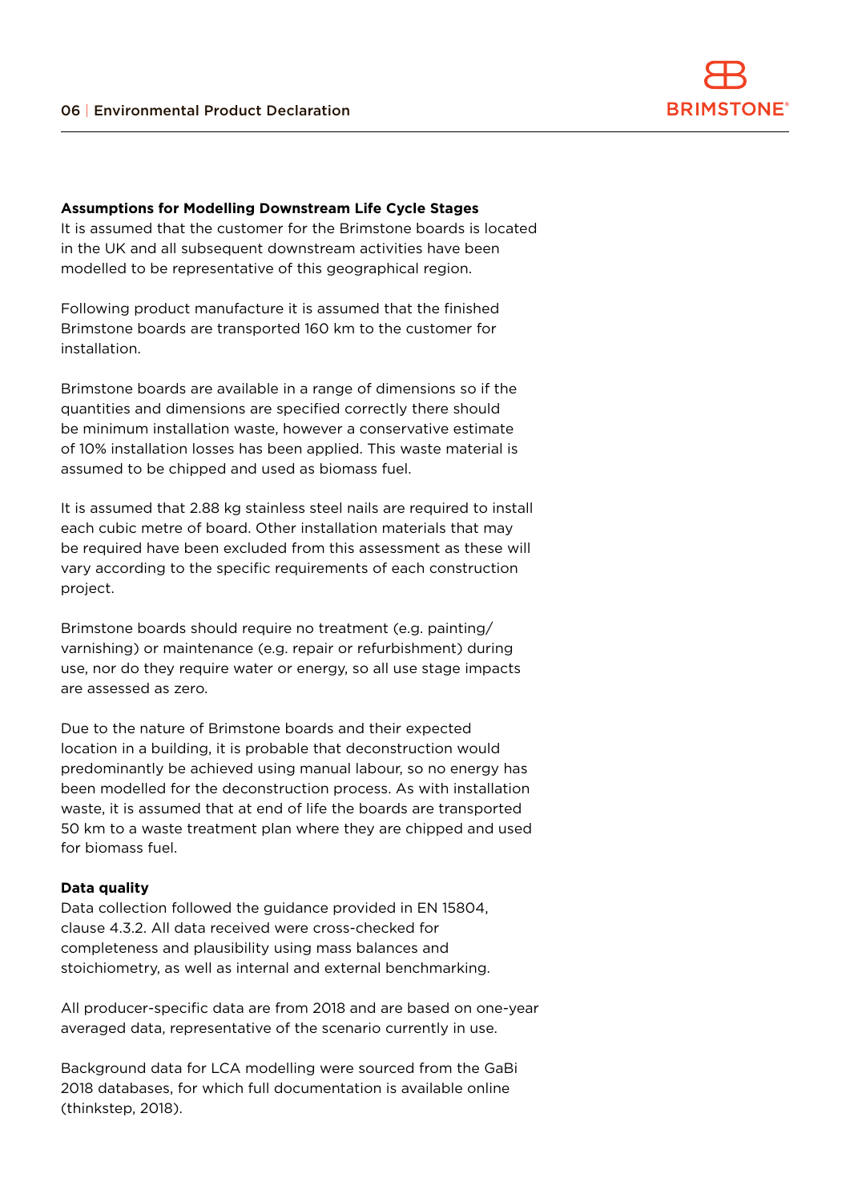**Assumptions for Modelling Downstream Life Cycle Stages**

It is assumed that the customer for the Brimstone boards is located in the UK and all subsequent downstream activities have been modelled to be representative of this geographical region.

Following product manufacture it is assumed that the finished Brimstone boards are transported 160 km to the customer for installation.

Brimstone boards are available in a range of dimensions so if the quantities and dimensions are specified correctly there should be minimum installation waste, however a conservative estimate of 10% installation losses has been applied. This waste material is assumed to be chipped and used as biomass fuel.

It is assumed that 2.88 kg stainless steel nails are required to install each cubic metre of board. Other installation materials that may be required have been excluded from this assessment as these will vary according to the specific requirements of each construction project.

Brimstone boards should require no treatment (e.g. painting/varnishing) or maintenance (e.g. repair or refurbishment) during use, nor do they require water or energy, so all use stage impacts are assessed as zero.

Due to the nature of Brimstone boards and their expected location in a building, it is probable that deconstruction would predominantly be achieved using manual labour, so no energy has been modelled for the deconstruction process. As with installation waste, it is assumed that at end of life the boards are transported 50 km to a waste treatment plan where they are chipped and used for biomass fuel.

**Data quality**

Data collection followed the guidance provided in EN 15804, clause 4.3.2. All data received were cross-checked for completeness and plausibility using mass balances and stoichiometry, as well as internal and external benchmarking.

All producer-specific data are from 2018 and are based on one-year averaged data, representative of the scenario currently in use.

Background data for LCA modelling were sourced from the GaBi 2018 databases, for which full documentation is available online (thinkstep, 2018).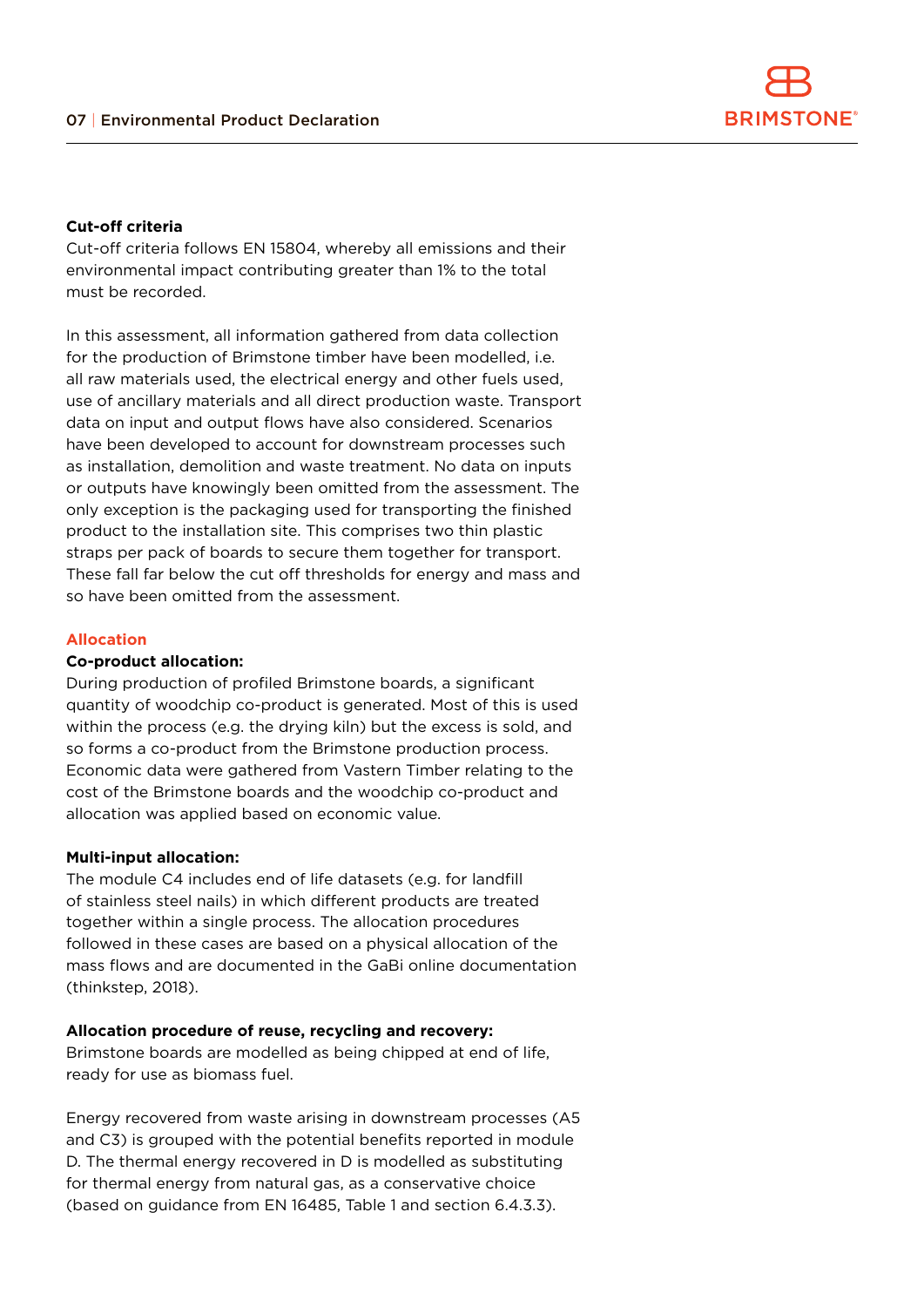**Cut-off criteria**

Cut-off criteria follows EN 15804, whereby all emissions and their environmental impact contributing greater than 1% to the total must be recorded.

In this assessment, all information gathered from data collection for the production of Brimstone timber have been modelled, i.e. all raw materials used, the electrical energy and other fuels used, use of ancillary materials and all direct production waste. Transport data on input and output flows have also considered. Scenarios have been developed to account for downstream processes such as installation, demolition and waste treatment. No data on inputs or outputs have knowingly been omitted from the assessment. The only exception is the packaging used for transporting the finished product to the installation site. This comprises two thin plastic straps per pack of boards to secure them together for transport. These fall far below the cut off thresholds for energy and mass and so have been omitted from the assessment.

## Allocation

**Co-product allocation:**

During production of profiled Brimstone boards, a significant quantity of woodchip co-product is generated. Most of this is used within the process (e.g. the drying kiln) but the excess is sold, and so forms a co-product from the Brimstone production process. Economic data were gathered from Vastern Timber relating to the cost of the Brimstone boards and the woodchip co-product and allocation was applied based on economic value.

**Multi-input allocation:**

The module C4 includes end of life datasets (e.g. for landfill of stainless steel nails) in which different products are treated together within a single process. The allocation procedures followed in these cases are based on a physical allocation of the mass flows and are documented in the GaBi online documentation (thinkstep, 2018).

**Allocation procedure of reuse, recycling and recovery:**

Brimstone boards are modelled as being chipped at end of life, ready for use as biomass fuel.

Energy recovered from waste arising in downstream processes (A5 and C3) is grouped with the potential benefits reported in module D. The thermal energy recovered in D is modelled as substituting for thermal energy from natural gas, as a conservative choice (based on guidance from EN 16485, Table 1 and section 6.4.3.3).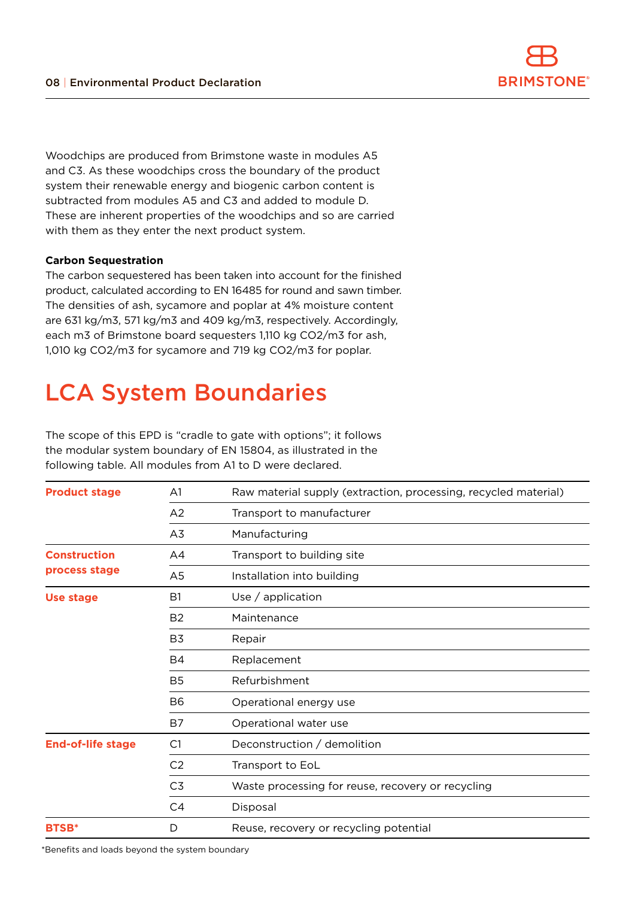Woodchips are produced from Brimstone waste in modules A5 and C3. As these woodchips cross the boundary of the product system their renewable energy and biogenic carbon content is subtracted from modules A5 and C3 and added to module D. These are inherent properties of the woodchips and so are carried with them as they enter the next product system.

**Carbon Sequestration**

The carbon sequestered has been taken into account for the finished product, calculated according to EN 16485 for round and sawn timber. The densities of ash, sycamore and poplar at 4% moisture content are 631 kg/m3, 571 kg/m3 and 409 kg/m3, respectively. Accordingly, each m3 of Brimstone board sequesters 1,110 kg CO2/m3 for ash, 1,010 kg CO2/m3 for sycamore and 719 kg CO2/m3 for poplar.

# LCA System Boundaries

The scope of this EPD is “cradle to gate with options”; it follows the modular system boundary of EN 15804, as illustrated in the following table. All modules from A1 to D were declared.

| | | |
|---|---|---|
| **Product stage** | A1 | Raw material supply (extraction, processing, recycled material) |
| | A2 | Transport to manufacturer |
| | A3 | Manufacturing |
| **Construction process stage** | A4 | Transport to building site |
| | A5 | Installation into building |
| **Use stage** | B1 | Use / application |
| | B2 | Maintenance |
| | B3 | Repair |
| | B4 | Replacement |
| | B5 | Refurbishment |
| | B6 | Operational energy use |
| | B7 | Operational water use |
| **End-of-life stage** | C1 | Deconstruction / demolition |
| | C2 | Transport to EoL |
| | C3 | Waste processing for reuse, recovery or recycling |
| | C4 | Disposal |
| **BTSB*** | D | Reuse, recovery or recycling potential |

*Benefits and loads beyond the system boundary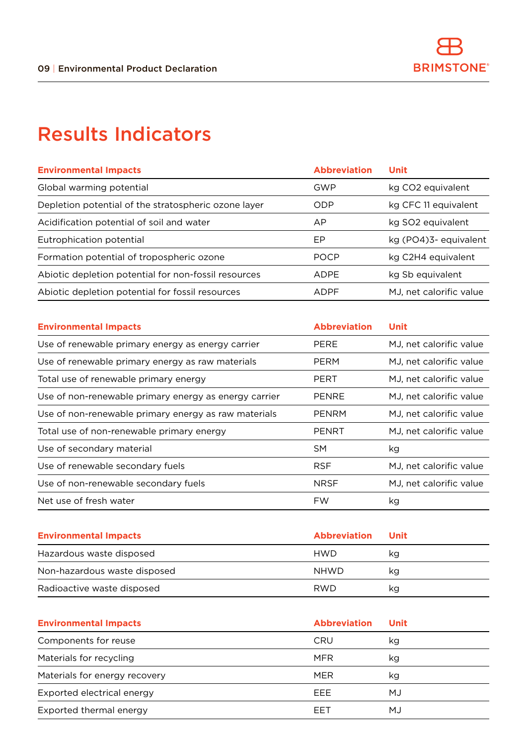# Results Indicators

| Environmental Impacts | Abbreviation | Unit |
|---|---|---|
| Global warming potential | GWP | kg $CO_2$ equivalent |
| Depletion potential of the stratospheric ozone layer | ODP | kg CFC 11 equivalent |
| Acidification potential of soil and water | AP | kg $SO_2$ equivalent |
| Eutrophication potential | EP | kg $(PO_4)^{3-}$ equivalent |
| Formation potential of tropospheric ozone | POCP | kg $C_2H_4$ equivalent |
| Abiotic depletion potential for non-fossil resources | ADPE | kg Sb equivalent |
| Abiotic depletion potential for fossil resources | ADPF | MJ, net calorific value |

| Environmental Impacts | Abbreviation | Unit |
|---|---|---|
| Use of renewable primary energy as energy carrier | PERE | MJ, net calorific value |
| Use of renewable primary energy as raw materials | PERM | MJ, net calorific value |
| Total use of renewable primary energy | PERT | MJ, net calorific value |
| Use of non-renewable primary energy as energy carrier | PENRE | MJ, net calorific value |
| Use of non-renewable primary energy as raw materials | PENRM | MJ, net calorific value |
| Total use of non-renewable primary energy | PENRT | MJ, net calorific value |
| Use of secondary material | SM | kg |
| Use of renewable secondary fuels | RSF | MJ, net calorific value |
| Use of non-renewable secondary fuels | NRSF | MJ, net calorific value |
| Net use of fresh water | FW | kg |

| Environmental Impacts | Abbreviation | Unit |
|---|---|---|
| Hazardous waste disposed | HWD | kg |
| Non-hazardous waste disposed | NHWD | kg |
| Radioactive waste disposed | RWD | kg |

| Environmental Impacts | Abbreviation | Unit |
|---|---|---|
| Components for reuse | CRU | kg |
| Materials for recycling | MFR | kg |
| Materials for energy recovery | MER | kg |
| Exported electrical energy | EEE | MJ |
| Exported thermal energy | EET | MJ |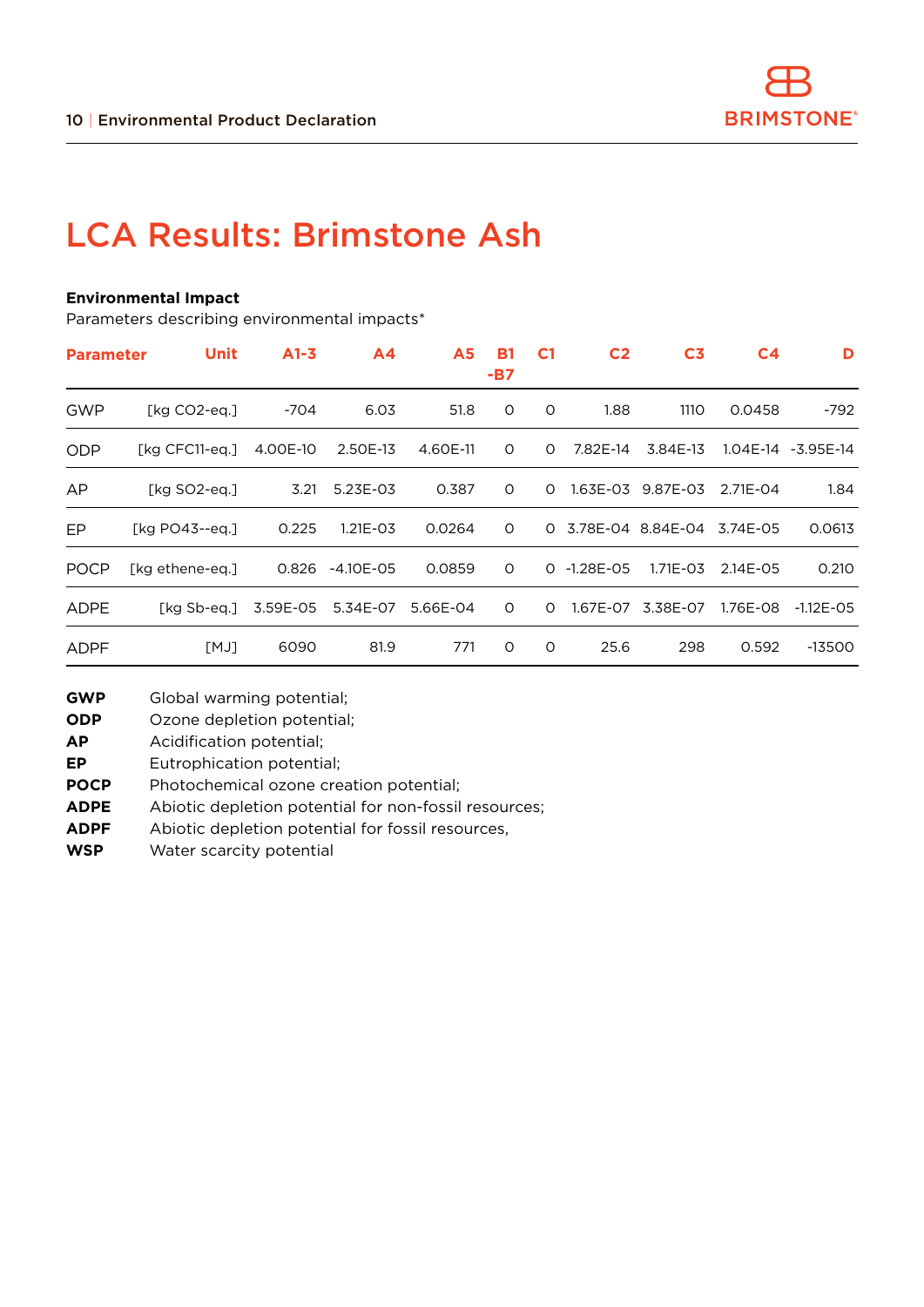# LCA Results: Brimstone Ash

**Environmental Impact**

Parameters describing environmental impacts*

| Parameter | Unit | A1-3 | A4 | A5 | B1 -B7 | C1 | C2 | C3 | C4 | D |
|---|---|---|---|---|---|---|---|---|---|---|
| GWP | [kg CO2-eq.] | -704 | 6.03 | 51.8 | 0 | 0 | 1.88 | 1110 | 0.0458 | -792 |
| ODP | [kg CFC11-eq.] | 4.00E-10 | 2.50E-13 | 4.60E-11 | 0 | 0 | 7.82E-14 | 3.84E-13 | 1.04E-14 | -3.95E-14 |
| AP | [kg SO2-eq.] | 3.21 | 5.23E-03 | 0.387 | 0 | 0 | 1.63E-03 | 9.87E-03 | 2.71E-04 | 1.84 |
| EP | [kg PO43--eq.] | 0.225 | 1.21E-03 | 0.0264 | 0 | 0 | 3.78E-04 | 8.84E-04 | 3.74E-05 | 0.0613 |
| POCP | [kg ethene-eq.] | 0.826 | -4.10E-05 | 0.0859 | 0 | 0 | -1.28E-05 | 1.71E-03 | 2.14E-05 | 0.210 |
| ADPE | [kg Sb-eq.] | 3.59E-05 | 5.34E-07 | 5.66E-04 | 0 | 0 | 1.67E-07 | 3.38E-07 | 1.76E-08 | -1.12E-05 |
| ADPF | [MJ] | 6090 | 81.9 | 771 | 0 | 0 | 25.6 | 298 | 0.592 | -13500 |

**GWP** Global warming potential;
**ODP** Ozone depletion potential;
**AP** Acidification potential;
**EP** Eutrophication potential;
**POCP** Photochemical ozone creation potential;
**ADPE** Abiotic depletion potential for non-fossil resources;
**ADPF** Abiotic depletion potential for fossil resources,
**WSP** Water scarcity potential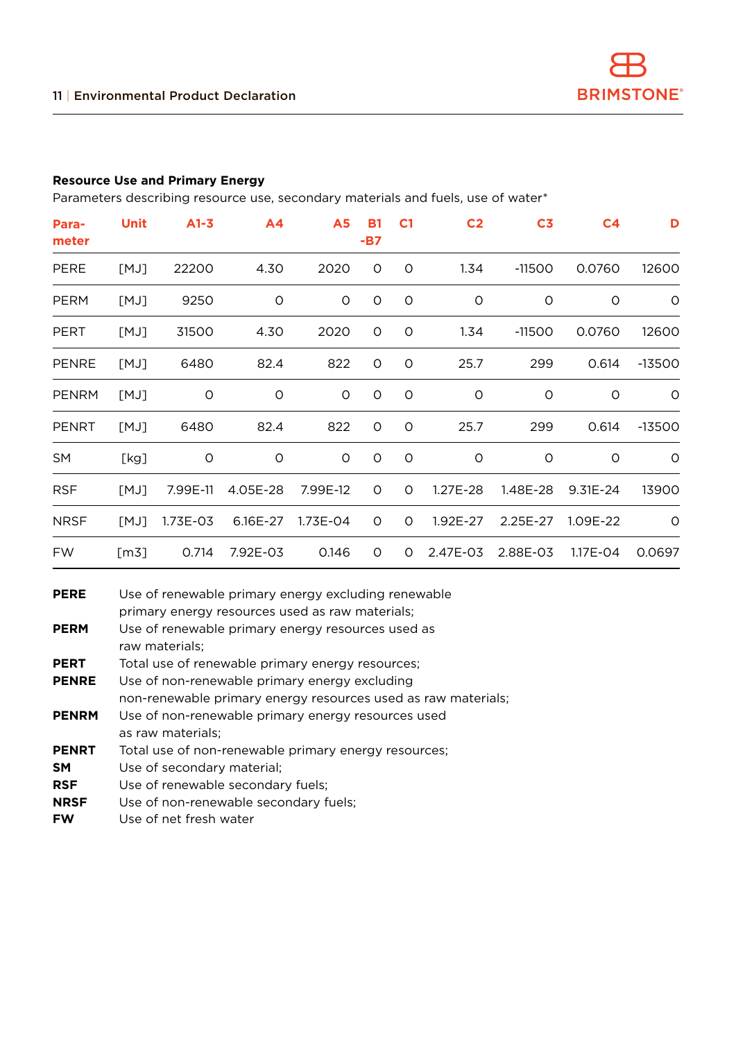**Resource Use and Primary Energy**

Parameters describing resource use, secondary materials and fuels, use of water*

| Para-meter | Unit | A1-3 | A4 | A5 | B1-B7 | C1 | C2 | C3 | C4 | D |
|---|---|---|---|---|---|---|---|---|---|---|
| PERE | [MJ] | 22200 | 4.30 | 2020 | 0 | 0 | 1.34 | -11500 | 0.0760 | 12600 |
| PERM | [MJ] | 9250 | 0 | 0 | 0 | 0 | 0 | 0 | 0 | 0 |
| PERT | [MJ] | 31500 | 4.30 | 2020 | 0 | 0 | 1.34 | -11500 | 0.0760 | 12600 |
| PENRE | [MJ] | 6480 | 82.4 | 822 | 0 | 0 | 25.7 | 299 | 0.614 | -13500 |
| PENRM | [MJ] | 0 | 0 | 0 | 0 | 0 | 0 | 0 | 0 | 0 |
| PENRT | [MJ] | 6480 | 82.4 | 822 | 0 | 0 | 25.7 | 299 | 0.614 | -13500 |
| SM | [kg] | 0 | 0 | 0 | 0 | 0 | 0 | 0 | 0 | 0 |
| RSF | [MJ] | 7.99E-11 | 4.05E-28 | 7.99E-12 | 0 | 0 | 1.27E-28 | 1.48E-28 | 9.31E-24 | 13900 |
| NRSF | [MJ] | 1.73E-03 | 6.16E-27 | 1.73E-04 | 0 | 0 | 1.92E-27 | 2.25E-27 | 1.09E-22 | 0 |
| FW | [m3] | 0.714 | 7.92E-03 | 0.146 | 0 | 0 | 2.47E-03 | 2.88E-03 | 1.17E-04 | 0.0697 |

**PERE** Use of renewable primary energy excluding renewable primary energy resources used as raw materials;
**PERM** Use of renewable primary energy resources used as raw materials;
**PERT** Total use of renewable primary energy resources;
**PENRE** Use of non-renewable primary energy excluding non-renewable primary energy resources used as raw materials;
**PENRM** Use of non-renewable primary energy resources used as raw materials;
**PENRT** Total use of non-renewable primary energy resources;
**SM** Use of secondary material;
**RSF** Use of renewable secondary fuels;
**NRSF** Use of non-renewable secondary fuels;
**FW** Use of net fresh water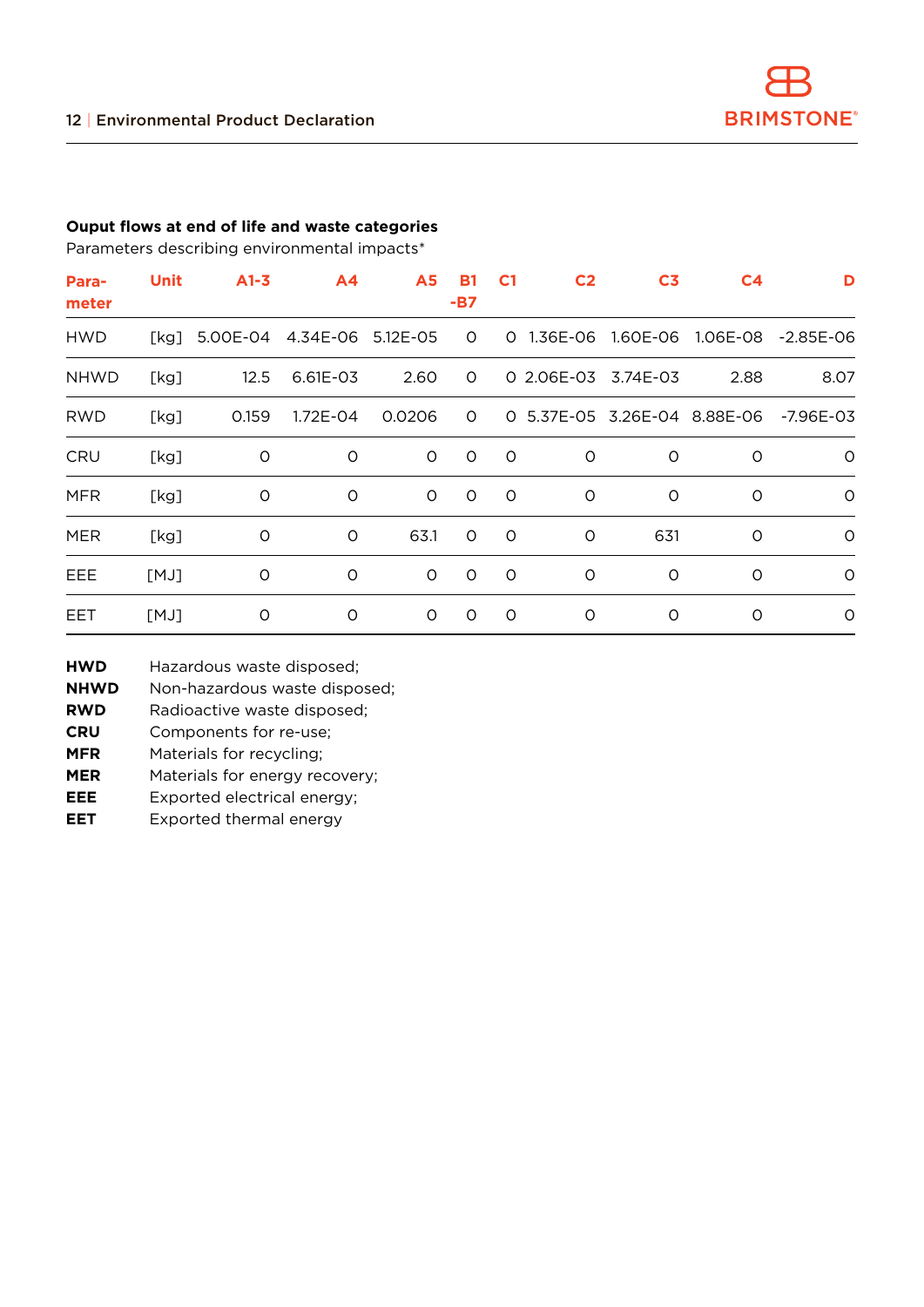**Ouput flows at end of life and waste categories**

Parameters describing environmental impacts*

| Parameter | Unit | A1-3 | A4 | A5 | B1-B7 | C1 | C2 | C3 | C4 | D |
|---|---|---|---|---|---|---|---|---|---|---|
| HWD | [kg] | 5.00E-04 | 4.34E-06 | 5.12E-05 | 0 | 0 | 1.36E-06 | 1.60E-06 | 1.06E-08 | -2.85E-06 |
| NHWD | [kg] | 12.5 | 6.61E-03 | 2.60 | 0 | 0 | 2.06E-03 | 3.74E-03 | 2.88 | 8.07 |
| RWD | [kg] | 0.159 | 1.72E-04 | 0.0206 | 0 | 0 | 5.37E-05 | 3.26E-04 | 8.88E-06 | -7.96E-03 |
| CRU | [kg] | 0 | 0 | 0 | 0 | 0 | 0 | 0 | 0 | 0 |
| MFR | [kg] | 0 | 0 | 0 | 0 | 0 | 0 | 0 | 0 | 0 |
| MER | [kg] | 0 | 0 | 63.1 | 0 | 0 | 0 | 631 | 0 | 0 |
| EEE | [MJ] | 0 | 0 | 0 | 0 | 0 | 0 | 0 | 0 | 0 |
| EET | [MJ] | 0 | 0 | 0 | 0 | 0 | 0 | 0 | 0 | 0 |

**HWD** Hazardous waste disposed;
**NHWD** Non-hazardous waste disposed;
**RWD** Radioactive waste disposed;
**CRU** Components for re-use;
**MFR** Materials for recycling;
**MER** Materials for energy recovery;
**EEE** Exported electrical energy;
**EET** Exported thermal energy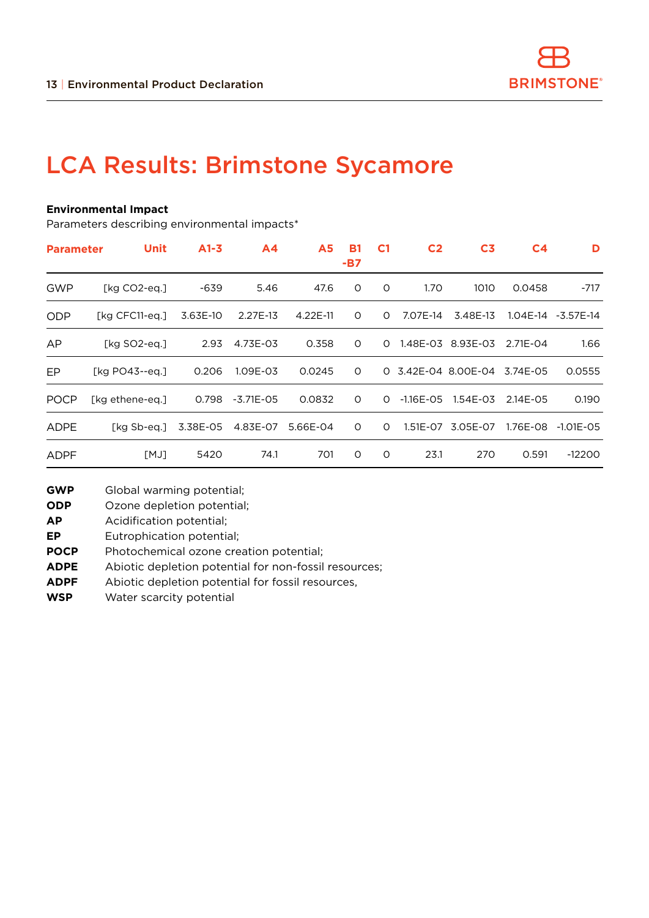# LCA Results: Brimstone Sycamore

**Environmental Impact**

Parameters describing environmental impacts*

| Parameter | Unit | A1-3 | A4 | A5 | B1 -B7 | C1 | C2 | C3 | C4 | D |
|---|---|---|---|---|---|---|---|---|---|---|
| GWP | [kg CO2-eq.] | -639 | 5.46 | 47.6 | 0 | 0 | 1.70 | 1010 | 0.0458 | -717 |
| ODP | [kg CFC11-eq.] | 3.63E-10 | 2.27E-13 | 4.22E-11 | 0 | 0 | 7.07E-14 | 3.48E-13 | 1.04E-14 | -3.57E-14 |
| AP | [kg SO2-eq.] | 2.93 | 4.73E-03 | 0.358 | 0 | 0 | 1.48E-03 | 8.93E-03 | 2.71E-04 | 1.66 |
| EP | [kg PO43--eq.] | 0.206 | 1.09E-03 | 0.0245 | 0 | 0 | 3.42E-04 | 8.00E-04 | 3.74E-05 | 0.0555 |
| POCP | [kg ethene-eq.] | 0.798 | -3.71E-05 | 0.0832 | 0 | 0 | -1.16E-05 | 1.54E-03 | 2.14E-05 | 0.190 |
| ADPE | [kg Sb-eq.] | 3.38E-05 | 4.83E-07 | 5.66E-04 | 0 | 0 | 1.51E-07 | 3.05E-07 | 1.76E-08 | -1.01E-05 |
| ADPF | [MJ] | 5420 | 74.1 | 701 | 0 | 0 | 23.1 | 270 | 0.591 | -12200 |

**GWP** Global warming potential;
**ODP** Ozone depletion potential;
**AP** Acidification potential;
**EP** Eutrophication potential;
**POCP** Photochemical ozone creation potential;
**ADPE** Abiotic depletion potential for non-fossil resources;
**ADPF** Abiotic depletion potential for fossil resources,
**WSP** Water scarcity potential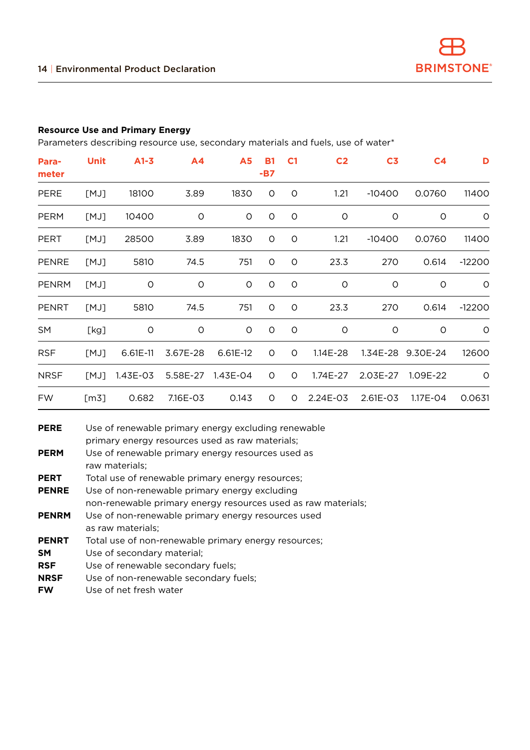**Resource Use and Primary Energy**

Parameters describing resource use, secondary materials and fuels, use of water*

| Parameter | Unit | A1-3 | A4 | A5 | B1-B7 | C1 | C2 | C3 | C4 | D |
|---|---|---|---|---|---|---|---|---|---|---|
| PERE | [MJ] | 18100 | 3.89 | 1830 | 0 | 0 | 1.21 | -10400 | 0.0760 | 11400 |
| PERM | [MJ] | 10400 | 0 | 0 | 0 | 0 | 0 | 0 | 0 | 0 |
| PERT | [MJ] | 28500 | 3.89 | 1830 | 0 | 0 | 1.21 | -10400 | 0.0760 | 11400 |
| PENRE | [MJ] | 5810 | 74.5 | 751 | 0 | 0 | 23.3 | 270 | 0.614 | -12200 |
| PENRM | [MJ] | 0 | 0 | 0 | 0 | 0 | 0 | 0 | 0 | 0 |
| PENRT | [MJ] | 5810 | 74.5 | 751 | 0 | 0 | 23.3 | 270 | 0.614 | -12200 |
| SM | [kg] | 0 | 0 | 0 | 0 | 0 | 0 | 0 | 0 | 0 |
| RSF | [MJ] | 6.61E-11 | 3.67E-28 | 6.61E-12 | 0 | 0 | 1.14E-28 | 1.34E-28 | 9.30E-24 | 12600 |
| NRSF | [MJ] | 1.43E-03 | 5.58E-27 | 1.43E-04 | 0 | 0 | 1.74E-27 | 2.03E-27 | 1.09E-22 | 0 |
| FW | [m3] | 0.682 | 7.16E-03 | 0.143 | 0 | 0 | 2.24E-03 | 2.61E-03 | 1.17E-04 | 0.0631 |

**PERE** Use of renewable primary energy excluding renewable primary energy resources used as raw materials;
**PERM** Use of renewable primary energy resources used as raw materials;
**PERT** Total use of renewable primary energy resources;
**PENRE** Use of non-renewable primary energy excluding non-renewable primary energy resources used as raw materials;
**PENRM** Use of non-renewable primary energy resources used as raw materials;
**PENRT** Total use of non-renewable primary energy resources;
**SM** Use of secondary material;
**RSF** Use of renewable secondary fuels;
**NRSF** Use of non-renewable secondary fuels;
**FW** Use of net fresh water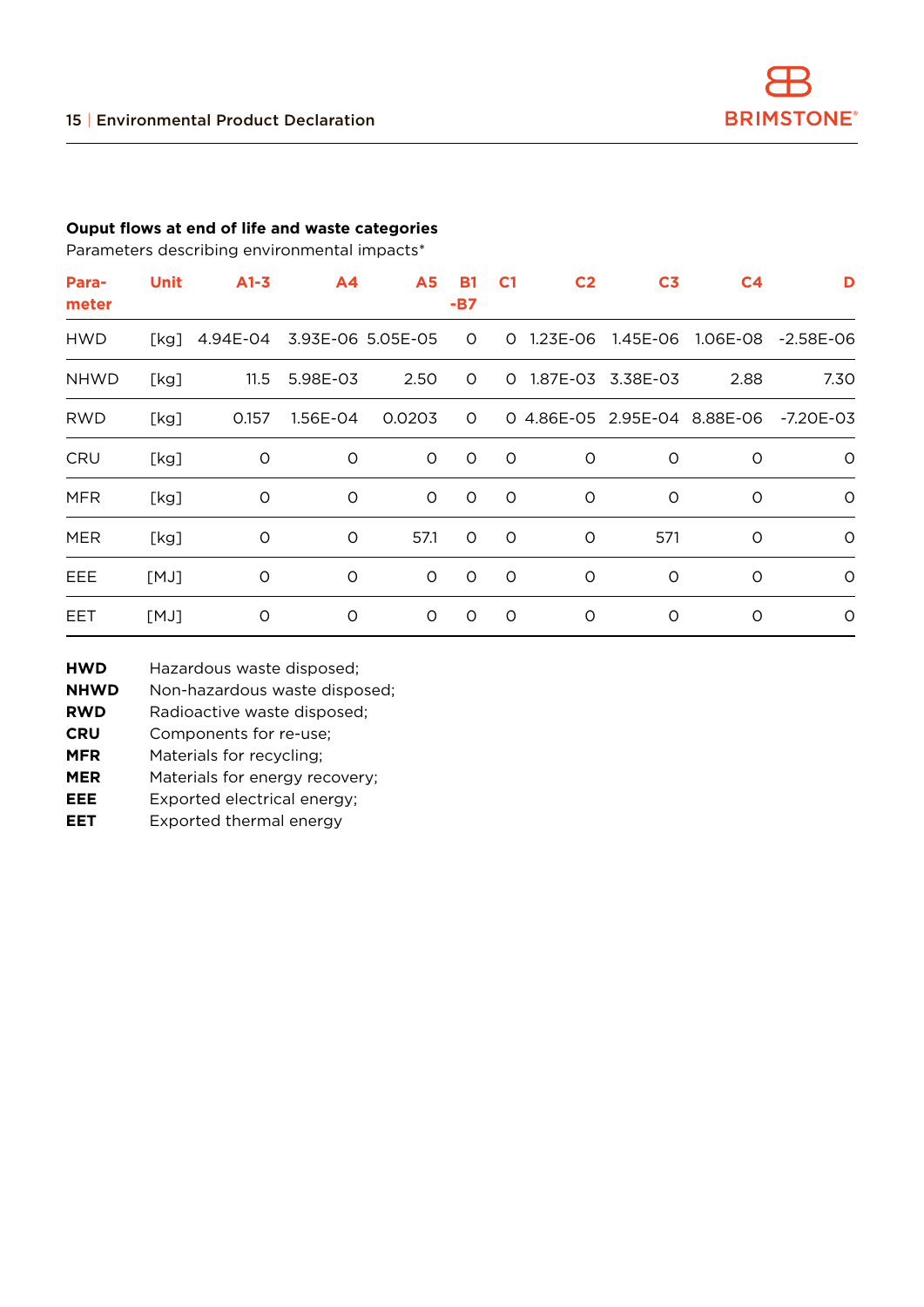**Ouput flows at end of life and waste categories**

Parameters describing environmental impacts*

| Parameter | Unit | A1-3 | A4 | A5 | B1-B7 | C1 | C2 | C3 | C4 | D |
|---|---|---|---|---|---|---|---|---|---|---|
| HWD | [kg] | 4.94E-04 | 3.93E-06 | 5.05E-05 | 0 | 0 | 1.23E-06 | 1.45E-06 | 1.06E-08 | -2.58E-06 |
| NHWD | [kg] | 11.5 | 5.98E-03 | 2.50 | 0 | 0 | 1.87E-03 | 3.38E-03 | 2.88 | 7.30 |
| RWD | [kg] | 0.157 | 1.56E-04 | 0.0203 | 0 | 0 | 4.86E-05 | 2.95E-04 | 8.88E-06 | -7.20E-03 |
| CRU | [kg] | 0 | 0 | 0 | 0 | 0 | 0 | 0 | 0 | 0 |
| MFR | [kg] | 0 | 0 | 0 | 0 | 0 | 0 | 0 | 0 | 0 |
| MER | [kg] | 0 | 0 | 57.1 | 0 | 0 | 0 | 571 | 0 | 0 |
| EEE | [MJ] | 0 | 0 | 0 | 0 | 0 | 0 | 0 | 0 | 0 |
| EET | [MJ] | 0 | 0 | 0 | 0 | 0 | 0 | 0 | 0 | 0 |

**HWD** Hazardous waste disposed;
**NHWD** Non-hazardous waste disposed;
**RWD** Radioactive waste disposed;
**CRU** Components for re-use;
**MFR** Materials for recycling;
**MER** Materials for energy recovery;
**EEE** Exported electrical energy;
**EET** Exported thermal energy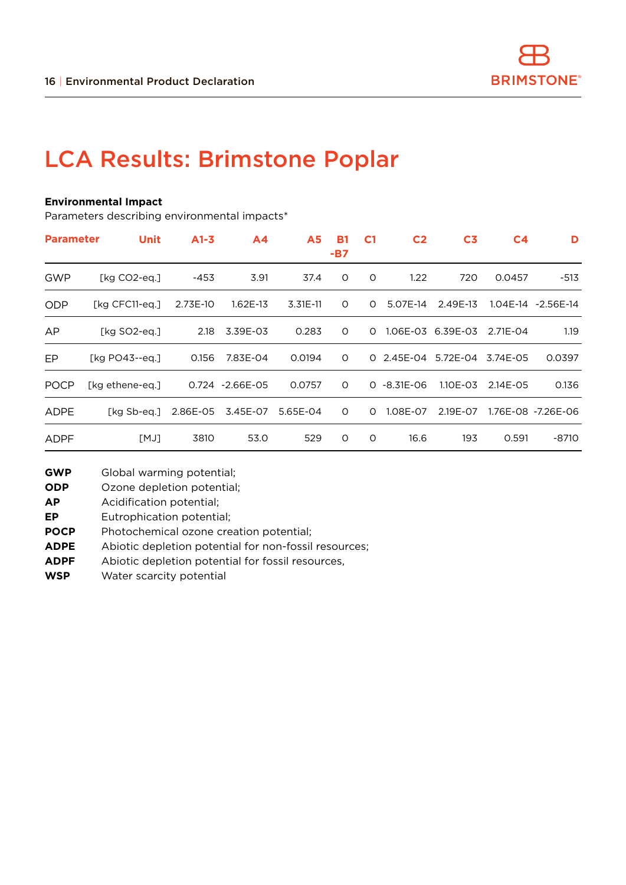# LCA Results: Brimstone Poplar

**Environmental Impact**

Parameters describing environmental impacts*

| Parameter | Unit | A1-3 | A4 | A5 | B1 -B7 | C1 | C2 | C3 | C4 | D |
|---|---|---|---|---|---|---|---|---|---|---|
| GWP | [kg CO2-eq.] | -453 | 3.91 | 37.4 | 0 | 0 | 1.22 | 720 | 0.0457 | -513 |
| ODP | [kg CFC11-eq.] | 2.73E-10 | 1.62E-13 | 3.31E-11 | 0 | 0 | 5.07E-14 | 2.49E-13 | 1.04E-14 | -2.56E-14 |
| AP | [kg SO2-eq.] | 2.18 | 3.39E-03 | 0.283 | 0 | 0 | 1.06E-03 | 6.39E-03 | 2.71E-04 | 1.19 |
| EP | [kg PO43--eq.] | 0.156 | 7.83E-04 | 0.0194 | 0 | 0 | 2.45E-04 | 5.72E-04 | 3.74E-05 | 0.0397 |
| POCP | [kg ethene-eq.] | 0.724 | -2.66E-05 | 0.0757 | 0 | 0 | -8.31E-06 | 1.10E-03 | 2.14E-05 | 0.136 |
| ADPE | [kg Sb-eq.] | 2.86E-05 | 3.45E-07 | 5.65E-04 | 0 | 0 | 1.08E-07 | 2.19E-07 | 1.76E-08 | -7.26E-06 |
| ADPF | [MJ] | 3810 | 53.0 | 529 | 0 | 0 | 16.6 | 193 | 0.591 | -8710 |

**GWP** Global warming potential;
**ODP** Ozone depletion potential;
**AP** Acidification potential;
**EP** Eutrophication potential;
**POCP** Photochemical ozone creation potential;
**ADPE** Abiotic depletion potential for non-fossil resources;
**ADPF** Abiotic depletion potential for fossil resources,
**WSP** Water scarcity potential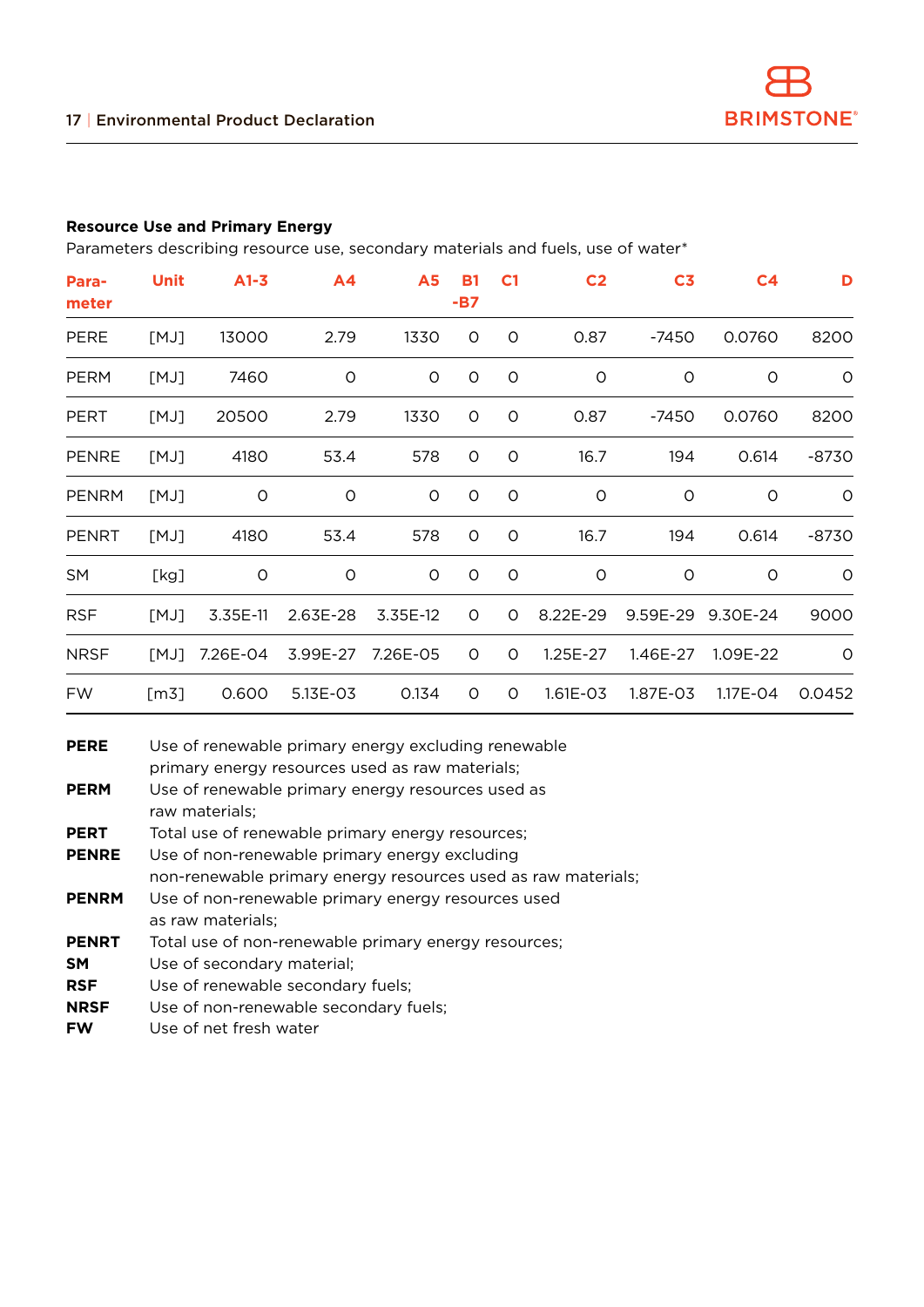**Resource Use and Primary Energy**

Parameters describing resource use, secondary materials and fuels, use of water*

| Para-meter | Unit | A1-3 | A4 | A5 | B1-B7 | C1 | C2 | C3 | C4 | D |
|---|---|---|---|---|---|---|---|---|---|---|
| PERE | [MJ] | 13000 | 2.79 | 1330 | 0 | 0 | 0.87 | -7450 | 0.0760 | 8200 |
| PERM | [MJ] | 7460 | 0 | 0 | 0 | 0 | 0 | 0 | 0 | 0 |
| PERT | [MJ] | 20500 | 2.79 | 1330 | 0 | 0 | 0.87 | -7450 | 0.0760 | 8200 |
| PENRE | [MJ] | 4180 | 53.4 | 578 | 0 | 0 | 16.7 | 194 | 0.614 | -8730 |
| PENRM | [MJ] | 0 | 0 | 0 | 0 | 0 | 0 | 0 | 0 | 0 |
| PENRT | [MJ] | 4180 | 53.4 | 578 | 0 | 0 | 16.7 | 194 | 0.614 | -8730 |
| SM | [kg] | 0 | 0 | 0 | 0 | 0 | 0 | 0 | 0 | 0 |
| RSF | [MJ] | 3.35E-11 | 2.63E-28 | 3.35E-12 | 0 | 0 | 8.22E-29 | 9.59E-29 | 9.30E-24 | 9000 |
| NRSF | [MJ] | 7.26E-04 | 3.99E-27 | 7.26E-05 | 0 | 0 | 1.25E-27 | 1.46E-27 | 1.09E-22 | 0 |
| FW | [m3] | 0.600 | 5.13E-03 | 0.134 | 0 | 0 | 1.61E-03 | 1.87E-03 | 1.17E-04 | 0.0452 |

**PERE** Use of renewable primary energy excluding renewable primary energy resources used as raw materials;
**PERM** Use of renewable primary energy resources used as raw materials;
**PERT** Total use of renewable primary energy resources;
**PENRE** Use of non-renewable primary energy excluding non-renewable primary energy resources used as raw materials;
**PENRM** Use of non-renewable primary energy resources used as raw materials;
**PENRT** Total use of non-renewable primary energy resources;
**SM** Use of secondary material;
**RSF** Use of renewable secondary fuels;
**NRSF** Use of non-renewable secondary fuels;
**FW** Use of net fresh water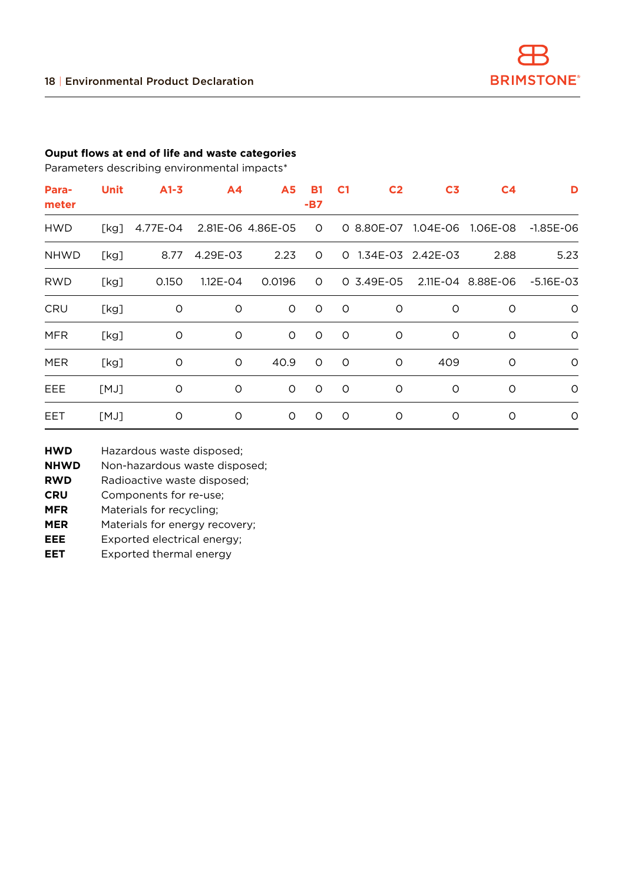**Ouput flows at end of life and waste categories**

Parameters describing environmental impacts*

| Para-meter | Unit | A1-3 | A4 | A5 | B1 -B7 | C1 | C2 | C3 | C4 | D |
|---|---|---|---|---|---|---|---|---|---|---|
| HWD | [kg] | 4.77E-04 | 2.81E-06 | 4.86E-05 | 0 | 0 | 8.80E-07 | 1.04E-06 | 1.06E-08 | -1.85E-06 |
| NHWD | [kg] | 8.77 | 4.29E-03 | 2.23 | 0 | 0 | 1.34E-03 | 2.42E-03 | 2.88 | 5.23 |
| RWD | [kg] | 0.150 | 1.12E-04 | 0.0196 | 0 | 0 | 3.49E-05 | 2.11E-04 | 8.88E-06 | -5.16E-03 |
| CRU | [kg] | 0 | 0 | 0 | 0 | 0 | 0 | 0 | 0 | 0 |
| MFR | [kg] | 0 | 0 | 0 | 0 | 0 | 0 | 0 | 0 | 0 |
| MER | [kg] | 0 | 0 | 40.9 | 0 | 0 | 0 | 409 | 0 | 0 |
| EEE | [MJ] | 0 | 0 | 0 | 0 | 0 | 0 | 0 | 0 | 0 |
| EET | [MJ] | 0 | 0 | 0 | 0 | 0 | 0 | 0 | 0 | 0 |

**HWD** Hazardous waste disposed;
**NHWD** Non-hazardous waste disposed;
**RWD** Radioactive waste disposed;
**CRU** Components for re-use;
**MFR** Materials for recycling;
**MER** Materials for energy recovery;
**EEE** Exported electrical energy;
**EET** Exported thermal energy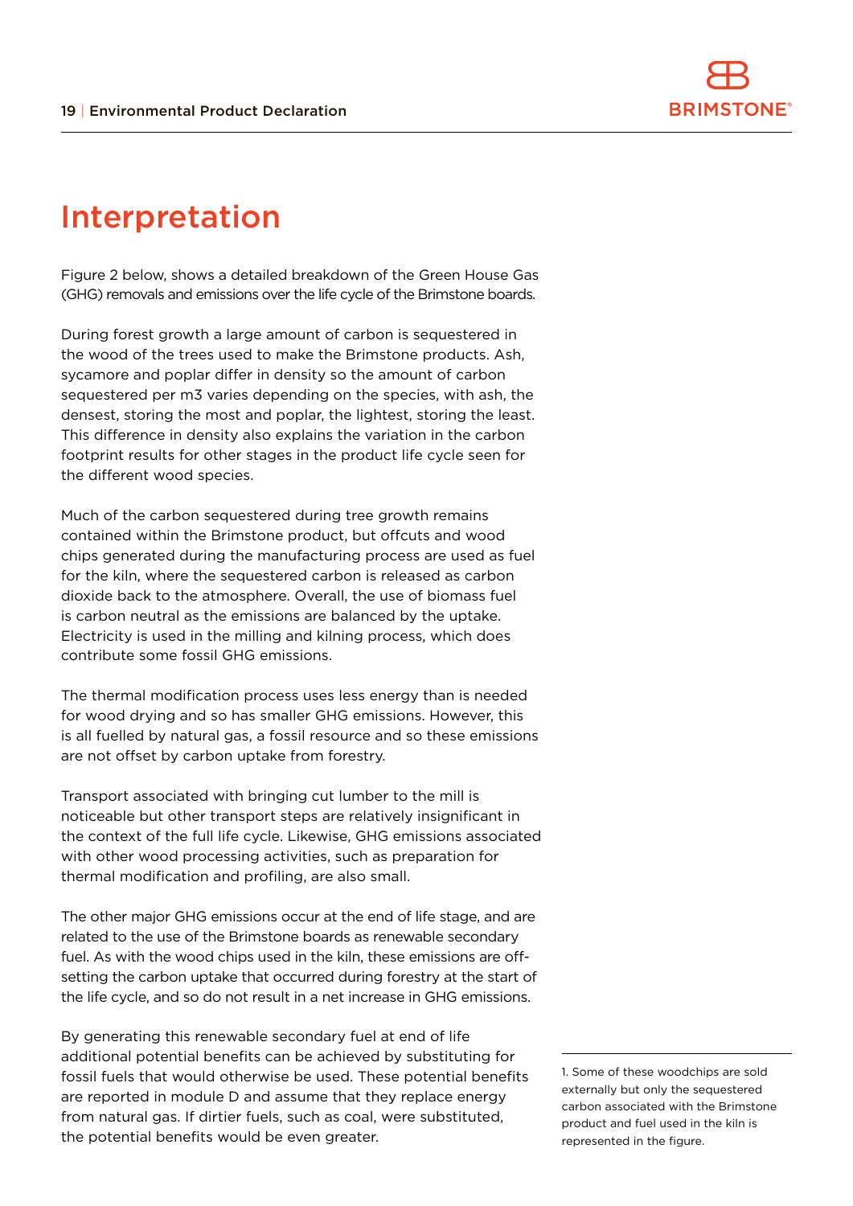# Interpretation

Figure 2 below, shows a detailed breakdown of the Green House Gas (GHG) removals and emissions over the life cycle of the Brimstone boards.

During forest growth a large amount of carbon is sequestered in the wood of the trees used to make the Brimstone products. Ash, sycamore and poplar differ in density so the amount of carbon sequestered per m3 varies depending on the species, with ash, the densest, storing the most and poplar, the lightest, storing the least. This difference in density also explains the variation in the carbon footprint results for other stages in the product life cycle seen for the different wood species.

Much of the carbon sequestered during tree growth remains contained within the Brimstone product, but offcuts and wood chips generated during the manufacturing process are used as fuel for the kiln, where the sequestered carbon is released as carbon dioxide back to the atmosphere. Overall, the use of biomass fuel is carbon neutral as the emissions are balanced by the uptake. Electricity is used in the milling and kilning process, which does contribute some fossil GHG emissions.

The thermal modification process uses less energy than is needed for wood drying and so has smaller GHG emissions. However, this is all fuelled by natural gas, a fossil resource and so these emissions are not offset by carbon uptake from forestry.

Transport associated with bringing cut lumber to the mill is noticeable but other transport steps are relatively insignificant in the context of the full life cycle. Likewise, GHG emissions associated with other wood processing activities, such as preparation for thermal modification and profiling, are also small.

The other major GHG emissions occur at the end of life stage, and are related to the use of the Brimstone boards as renewable secondary fuel. As with the wood chips used in the kiln, these emissions are off-setting the carbon uptake that occurred during forestry at the start of the life cycle, and so do not result in a net increase in GHG emissions.

By generating this renewable secondary fuel at end of life additional potential benefits can be achieved by substituting for fossil fuels that would otherwise be used. These potential benefits are reported in module D and assume that they replace energy from natural gas. If dirtier fuels, such as coal, were substituted, the potential benefits would be even greater.

1. Some of these woodchips are sold externally but only the sequestered carbon associated with the Brimstone product and fuel used in the kiln is represented in the figure.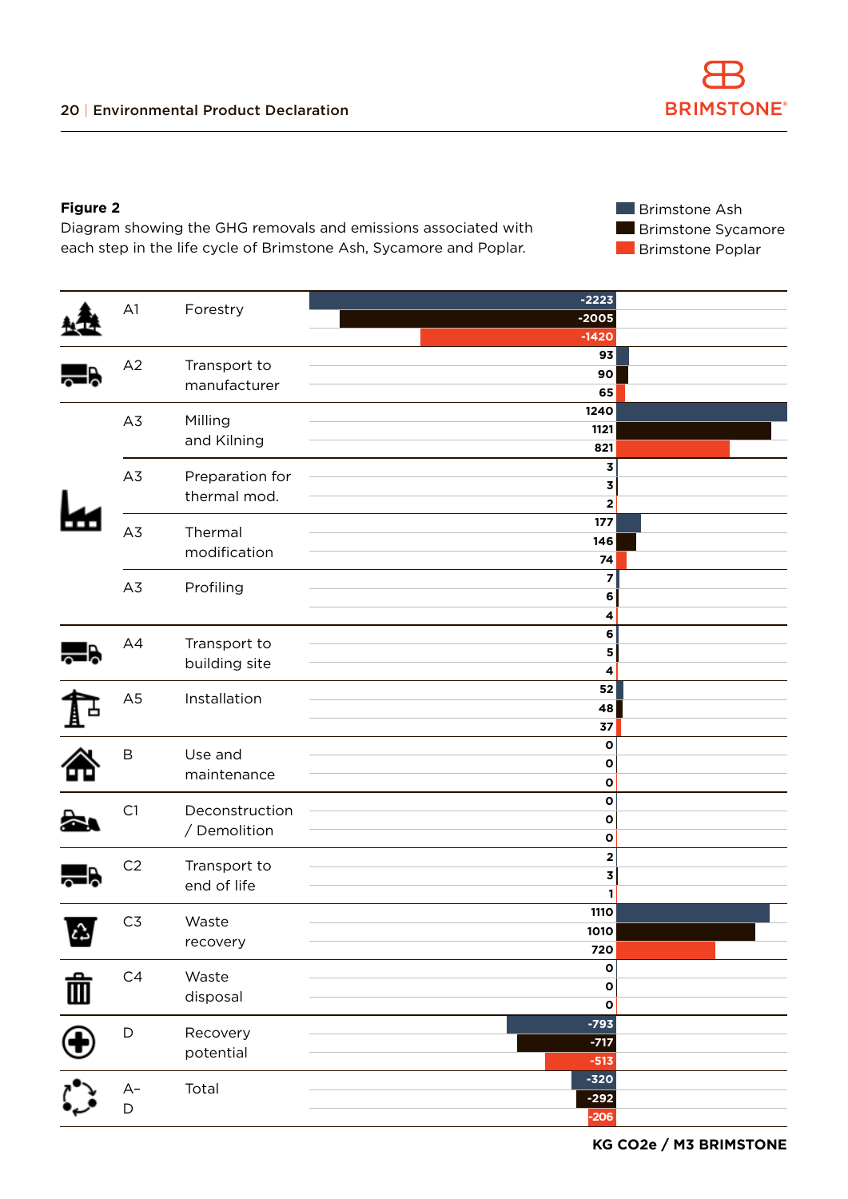**Figure 2**

Diagram showing the GHG removals and emissions associated with each step in the life cycle of Brimstone Ash, Sycamore and Poplar.

| Module | Life cycle step | Brimstone Ash | Brimstone Sycamore | Brimstone Poplar |
|---|---|---|---|---|
| A1 | Forestry | -2223 | -2005 | -1420 |
| A2 | Transport to manufacturer | 93 | 90 | 65 |
| A3 | Milling and Kilning | 1240 | 1121 | 821 |
| A3 | Preparation for thermal mod. | 3 | 3 | 2 |
| A3 | Thermal modification | 177 | 146 | 74 |
| A3 | Profiling | 7 | 6 | 4 |
| A4 | Transport to building site | 6 | 5 | 4 |
| A5 | Installation | 52 | 48 | 37 |
| B | Use and maintenance | 0 | 0 | 0 |
| C1 | Deconstruction / Demolition | 0 | 0 | 0 |
| C2 | Transport to end of life | 2 | 3 | 1 |
| C3 | Waste recovery | 1110 | 1010 | 720 |
| C4 | Waste disposal | 0 | 0 | 0 |
| D | Recovery potential | -793 | -717 | -513 |
| A–D | Total | -320 | -292 | -206 |

KG $CO_2$e / M3 BRIMSTONE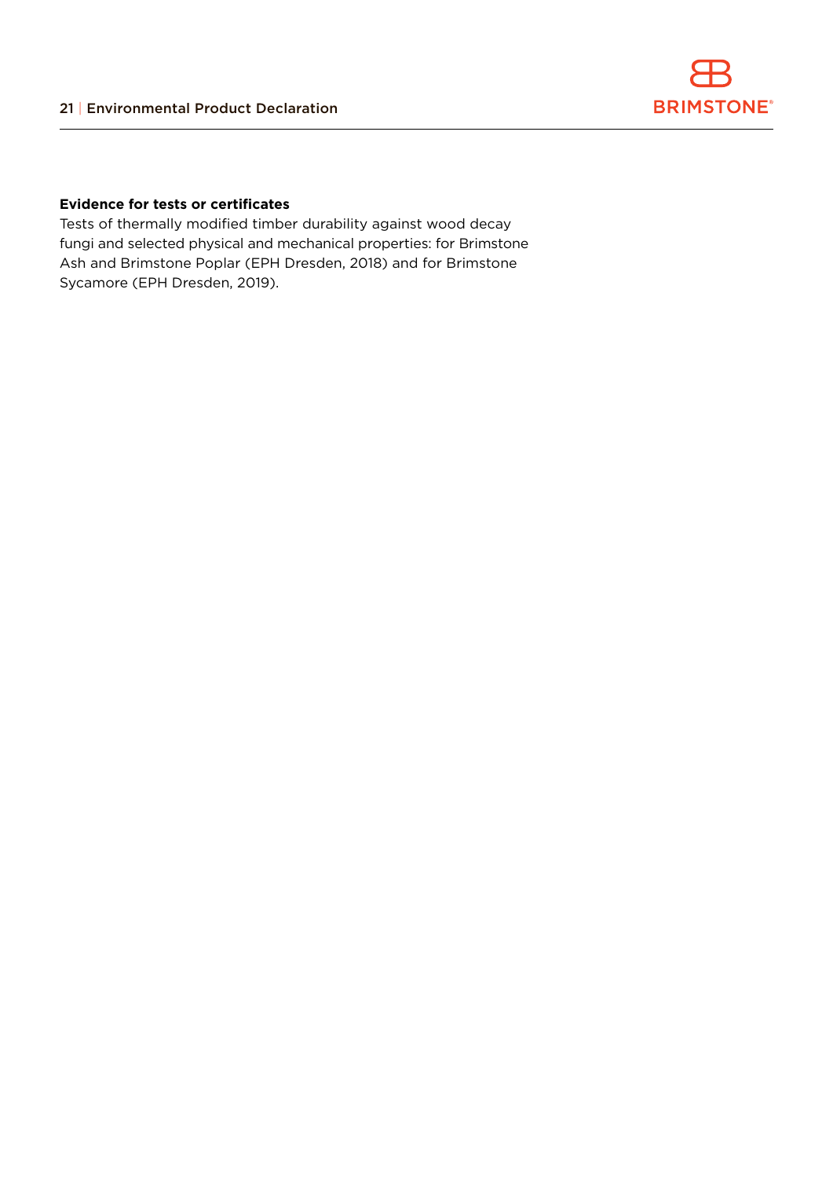**Evidence for tests or certificates**

Tests of thermally modified timber durability against wood decay fungi and selected physical and mechanical properties: for Brimstone Ash and Brimstone Poplar (EPH Dresden, 2018) and for Brimstone Sycamore (EPH Dresden, 2019).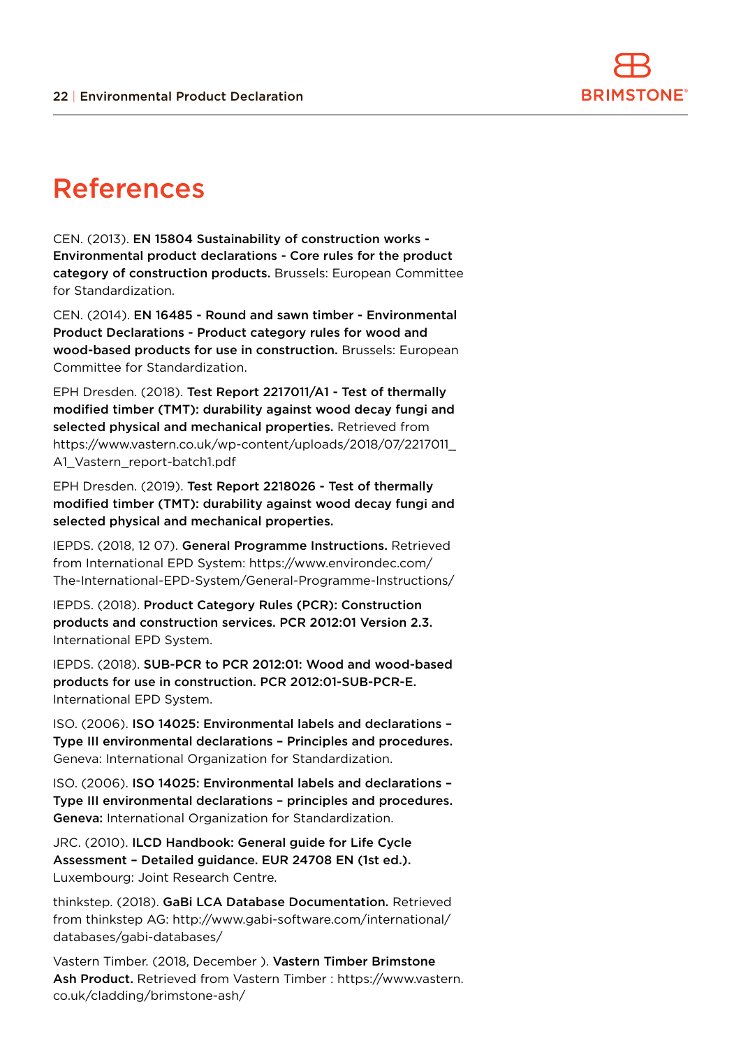# References

CEN. (2013). **EN 15804 Sustainability of construction works - Environmental product declarations - Core rules for the product category of construction products.** Brussels: European Committee for Standardization.

CEN. (2014). **EN 16485 - Round and sawn timber - Environmental Product Declarations - Product category rules for wood and wood-based products for use in construction.** Brussels: European Committee for Standardization.

EPH Dresden. (2018). **Test Report 2217011/A1 - Test of thermally modified timber (TMT): durability against wood decay fungi and selected physical and mechanical properties.** Retrieved from https://www.vastern.co.uk/wp-content/uploads/2018/07/2217011_A1_Vastern_report-batch1.pdf

EPH Dresden. (2019). **Test Report 2218026 - Test of thermally modified timber (TMT): durability against wood decay fungi and selected physical and mechanical properties.**

IEPDS. (2018, 12 07). **General Programme Instructions.** Retrieved from International EPD System: https://www.environdec.com/The-International-EPD-System/General-Programme-Instructions/

IEPDS. (2018). **Product Category Rules (PCR): Construction products and construction services. PCR 2012:01 Version 2.3.** International EPD System.

IEPDS. (2018). **SUB-PCR to PCR 2012:01: Wood and wood-based products for use in construction. PCR 2012:01-SUB-PCR-E.** International EPD System.

ISO. (2006). **ISO 14025: Environmental labels and declarations – Type III environmental declarations – Principles and procedures.** Geneva: International Organization for Standardization.

ISO. (2006). **ISO 14025: Environmental labels and declarations – Type III environmental declarations – principles and procedures. Geneva:** International Organization for Standardization.

JRC. (2010). **ILCD Handbook: General guide for Life Cycle Assessment – Detailed guidance. EUR 24708 EN (1st ed.).** Luxembourg: Joint Research Centre.

thinkstep. (2018). **GaBi LCA Database Documentation.** Retrieved from thinkstep AG: http://www.gabi-software.com/international/databases/gabi-databases/

Vastern Timber. (2018, December ). **Vastern Timber Brimstone Ash Product.** Retrieved from Vastern Timber : https://www.vastern.co.uk/cladding/brimstone-ash/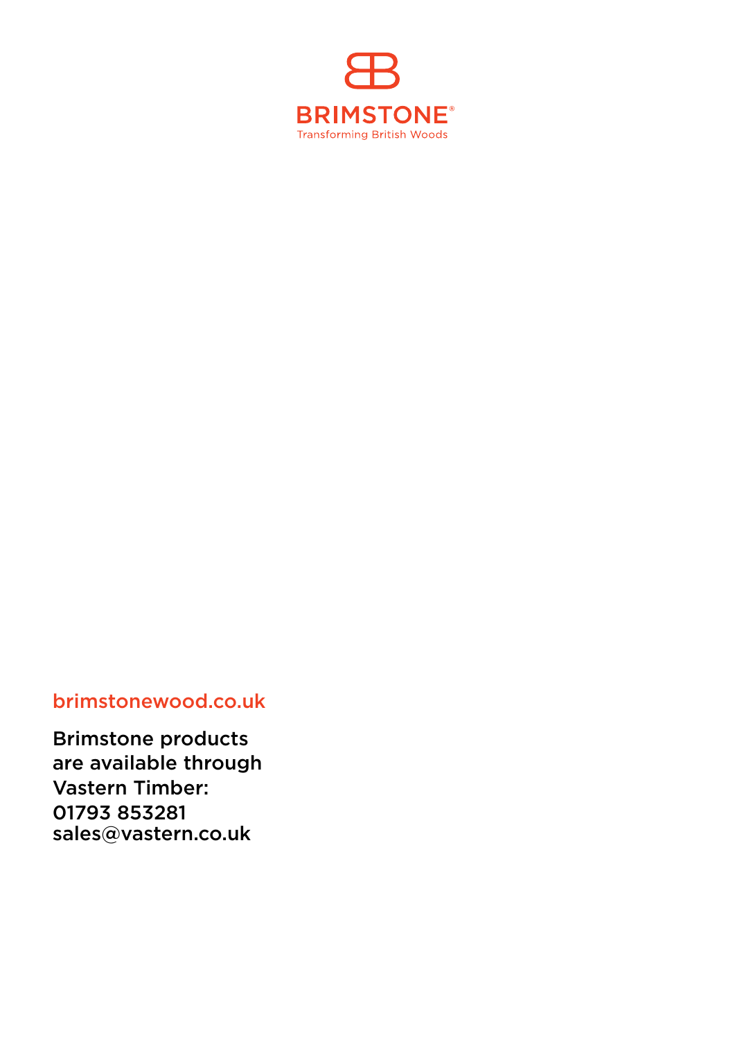BRIMSTONE®

Transforming British Woods

brimstonewood.co.uk

Brimstone products
are available through
Vastern Timber:
01793 853281
sales@vastern.co.uk